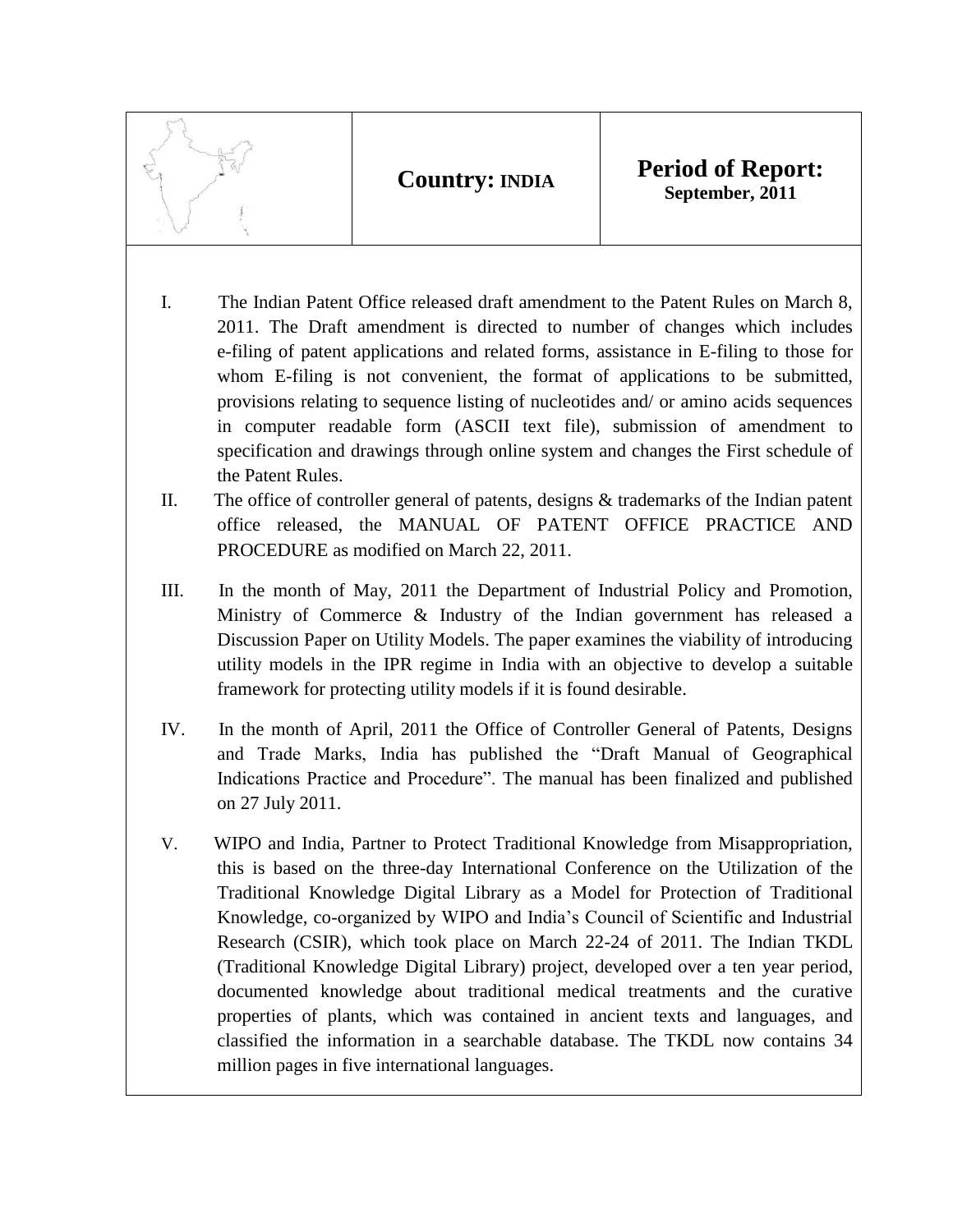| | **Country: INDIA** | **Period of Report:** **September, 2011** |
|---|---|---|

I. The Indian Patent Office released draft amendment to the Patent Rules on March 8, 2011. The Draft amendment is directed to number of changes which includes e-filing of patent applications and related forms, assistance in E-filing to those for whom E-filing is not convenient, the format of applications to be submitted, provisions relating to sequence listing of nucleotides and/ or amino acids sequences in computer readable form (ASCII text file), submission of amendment to specification and drawings through online system and changes the First schedule of the Patent Rules.

II. The office of controller general of patents, designs & trademarks of the Indian patent office released, the MANUAL OF PATENT OFFICE PRACTICE AND PROCEDURE as modified on March 22, 2011.

III. In the month of May, 2011 the Department of Industrial Policy and Promotion, Ministry of Commerce & Industry of the Indian government has released a Discussion Paper on Utility Models. The paper examines the viability of introducing utility models in the IPR regime in India with an objective to develop a suitable framework for protecting utility models if it is found desirable.

IV. In the month of April, 2011 the Office of Controller General of Patents, Designs and Trade Marks, India has published the "Draft Manual of Geographical Indications Practice and Procedure". The manual has been finalized and published on 27 July 2011.

V. WIPO and India, Partner to Protect Traditional Knowledge from Misappropriation, this is based on the three-day International Conference on the Utilization of the Traditional Knowledge Digital Library as a Model for Protection of Traditional Knowledge, co-organized by WIPO and India's Council of Scientific and Industrial Research (CSIR), which took place on March 22-24 of 2011. The Indian TKDL (Traditional Knowledge Digital Library) project, developed over a ten year period, documented knowledge about traditional medical treatments and the curative properties of plants, which was contained in ancient texts and languages, and classified the information in a searchable database. The TKDL now contains 34 million pages in five international languages.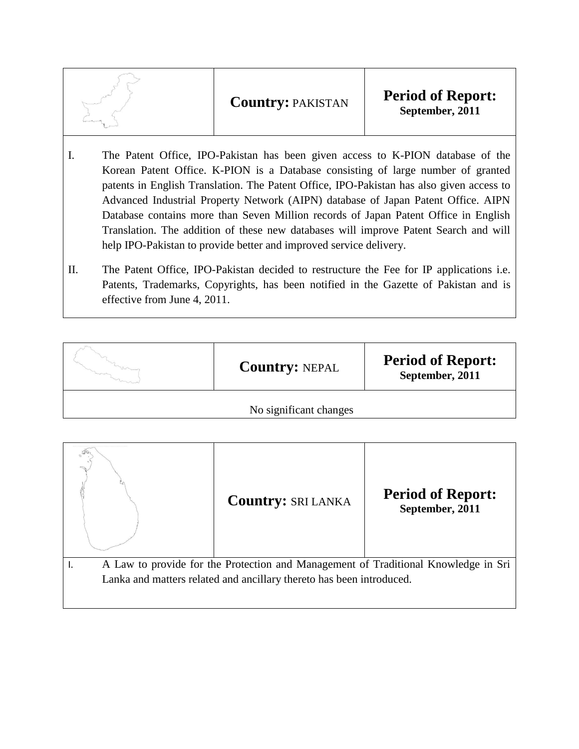| | **Country:** PAKISTAN | **Period of Report:** **September, 2011** |
|---|---|---|

I. The Patent Office, IPO-Pakistan has been given access to K-PION database of the Korean Patent Office. K-PION is a Database consisting of large number of granted patents in English Translation. The Patent Office, IPO-Pakistan has also given access to Advanced Industrial Property Network (AIPN) database of Japan Patent Office. AIPN Database contains more than Seven Million records of Japan Patent Office in English Translation. The addition of these new databases will improve Patent Search and will help IPO-Pakistan to provide better and improved service delivery.

II. The Patent Office, IPO-Pakistan decided to restructure the Fee for IP applications i.e. Patents, Trademarks, Copyrights, has been notified in the Gazette of Pakistan and is effective from June 4, 2011.

| | **Country:** NEPAL | **Period of Report:** **September, 2011** |
|---|---|---|

No significant changes

| | **Country:** SRI LANKA | **Period of Report:** **September, 2011** |
|---|---|---|

I. A Law to provide for the Protection and Management of Traditional Knowledge in Sri Lanka and matters related and ancillary thereto has been introduced.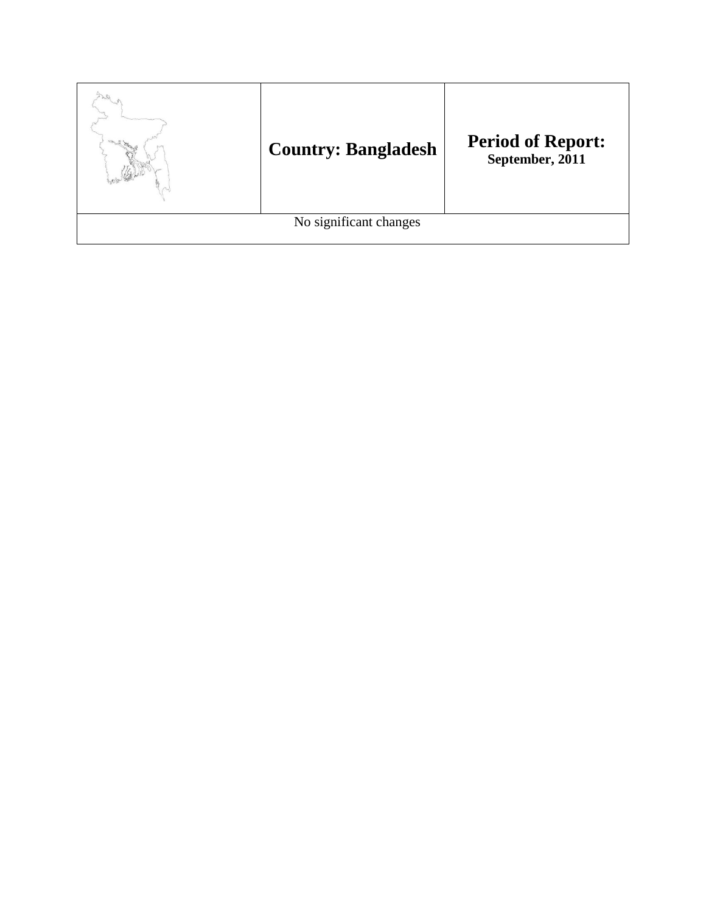| | | |
|---|---|---|
| | **Country: Bangladesh** | **Period of Report:** **September, 2011** |
| No significant changes | | |